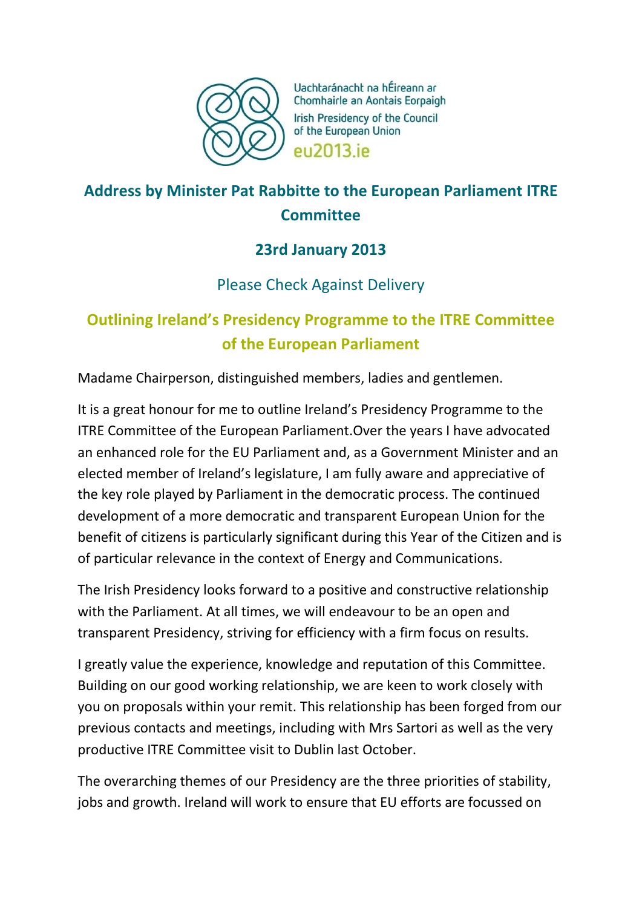Uachtaránacht na hÉireann ar Chomhairle an Aontais Eorpaigh

Irish Presidency of the Council of the European Union

eu2013.ie

# Address by Minister Pat Rabbitte to the European Parliament ITRE Committee

## 23rd January 2013

Please Check Against Delivery

## Outlining Ireland's Presidency Programme to the ITRE Committee of the European Parliament

Madame Chairperson, distinguished members, ladies and gentlemen.

It is a great honour for me to outline Ireland's Presidency Programme to the ITRE Committee of the European Parliament.Over the years I have advocated an enhanced role for the EU Parliament and, as a Government Minister and an elected member of Ireland's legislature, I am fully aware and appreciative of the key role played by Parliament in the democratic process. The continued development of a more democratic and transparent European Union for the benefit of citizens is particularly significant during this Year of the Citizen and is of particular relevance in the context of Energy and Communications.

The Irish Presidency looks forward to a positive and constructive relationship with the Parliament. At all times, we will endeavour to be an open and transparent Presidency, striving for efficiency with a firm focus on results.

I greatly value the experience, knowledge and reputation of this Committee. Building on our good working relationship, we are keen to work closely with you on proposals within your remit. This relationship has been forged from our previous contacts and meetings, including with Mrs Sartori as well as the very productive ITRE Committee visit to Dublin last October.

The overarching themes of our Presidency are the three priorities of stability, jobs and growth. Ireland will work to ensure that EU efforts are focussed on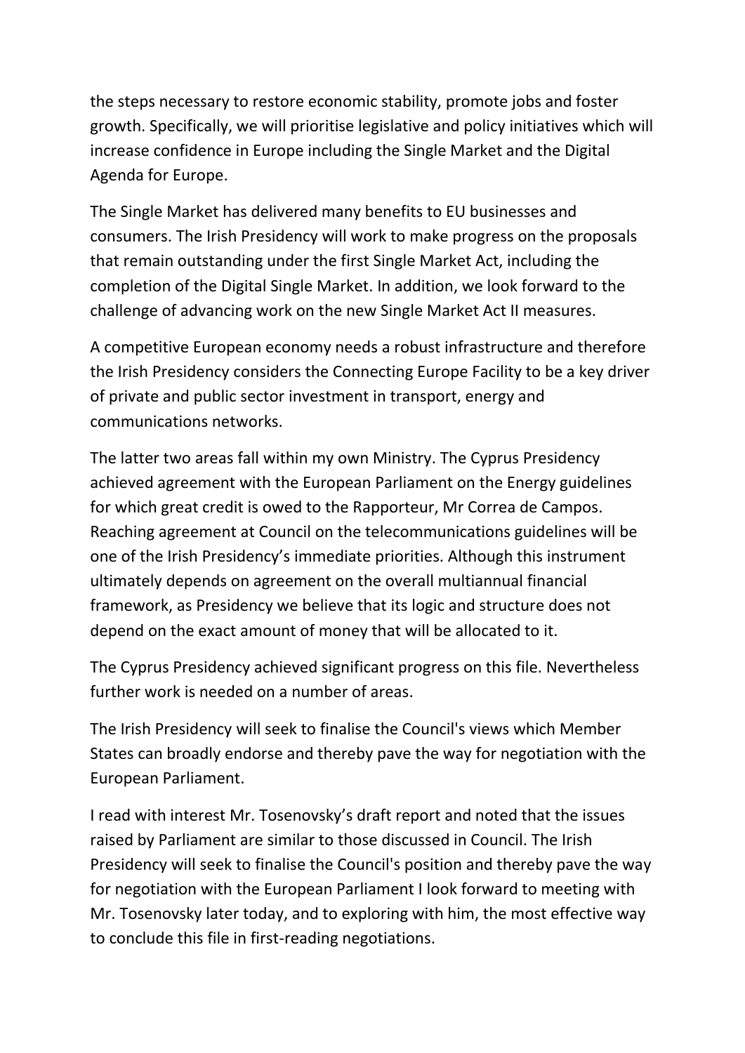the steps necessary to restore economic stability, promote jobs and foster growth. Specifically, we will prioritise legislative and policy initiatives which will increase confidence in Europe including the Single Market and the Digital Agenda for Europe.

The Single Market has delivered many benefits to EU businesses and consumers. The Irish Presidency will work to make progress on the proposals that remain outstanding under the first Single Market Act, including the completion of the Digital Single Market. In addition, we look forward to the challenge of advancing work on the new Single Market Act II measures.

A competitive European economy needs a robust infrastructure and therefore the Irish Presidency considers the Connecting Europe Facility to be a key driver of private and public sector investment in transport, energy and communications networks.

The latter two areas fall within my own Ministry. The Cyprus Presidency achieved agreement with the European Parliament on the Energy guidelines for which great credit is owed to the Rapporteur, Mr Correa de Campos. Reaching agreement at Council on the telecommunications guidelines will be one of the Irish Presidency's immediate priorities. Although this instrument ultimately depends on agreement on the overall multiannual financial framework, as Presidency we believe that its logic and structure does not depend on the exact amount of money that will be allocated to it.

The Cyprus Presidency achieved significant progress on this file. Nevertheless further work is needed on a number of areas.

The Irish Presidency will seek to finalise the Council's views which Member States can broadly endorse and thereby pave the way for negotiation with the European Parliament.

I read with interest Mr. Tosenovsky's draft report and noted that the issues raised by Parliament are similar to those discussed in Council. The Irish Presidency will seek to finalise the Council's position and thereby pave the way for negotiation with the European Parliament I look forward to meeting with Mr. Tosenovsky later today, and to exploring with him, the most effective way to conclude this file in first-reading negotiations.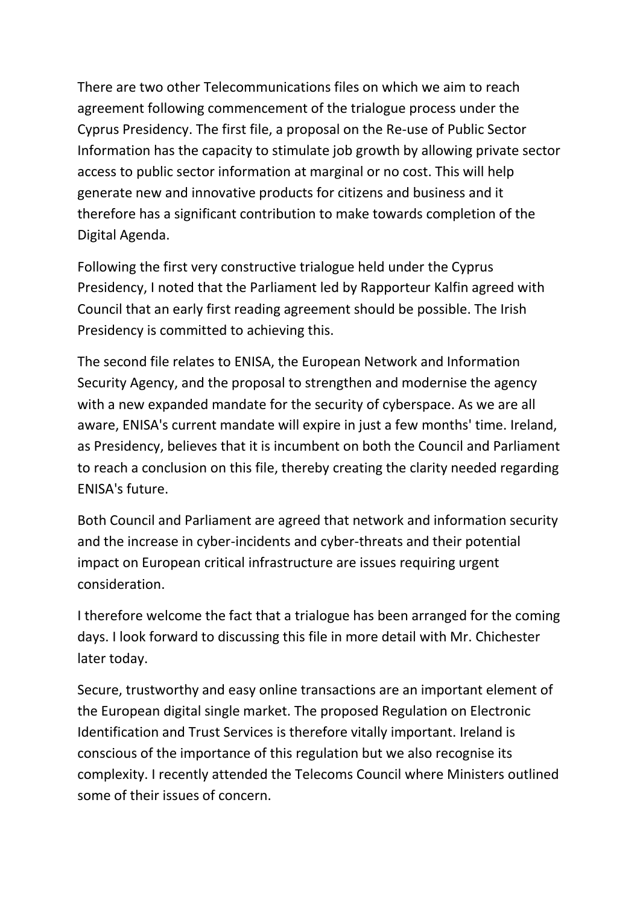There are two other Telecommunications files on which we aim to reach agreement following commencement of the trialogue process under the Cyprus Presidency. The first file, a proposal on the Re-use of Public Sector Information has the capacity to stimulate job growth by allowing private sector access to public sector information at marginal or no cost. This will help generate new and innovative products for citizens and business and it therefore has a significant contribution to make towards completion of the Digital Agenda.

Following the first very constructive trialogue held under the Cyprus Presidency, I noted that the Parliament led by Rapporteur Kalfin agreed with Council that an early first reading agreement should be possible. The Irish Presidency is committed to achieving this.

The second file relates to ENISA, the European Network and Information Security Agency, and the proposal to strengthen and modernise the agency with a new expanded mandate for the security of cyberspace. As we are all aware, ENISA's current mandate will expire in just a few months' time. Ireland, as Presidency, believes that it is incumbent on both the Council and Parliament to reach a conclusion on this file, thereby creating the clarity needed regarding ENISA's future.

Both Council and Parliament are agreed that network and information security and the increase in cyber-incidents and cyber-threats and their potential impact on European critical infrastructure are issues requiring urgent consideration.

I therefore welcome the fact that a trialogue has been arranged for the coming days. I look forward to discussing this file in more detail with Mr. Chichester later today.

Secure, trustworthy and easy online transactions are an important element of the European digital single market. The proposed Regulation on Electronic Identification and Trust Services is therefore vitally important. Ireland is conscious of the importance of this regulation but we also recognise its complexity. I recently attended the Telecoms Council where Ministers outlined some of their issues of concern.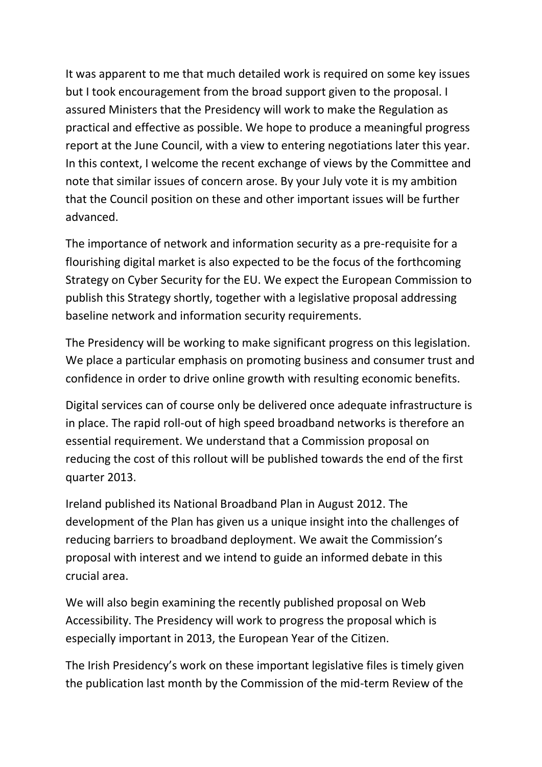It was apparent to me that much detailed work is required on some key issues but I took encouragement from the broad support given to the proposal. I assured Ministers that the Presidency will work to make the Regulation as practical and effective as possible. We hope to produce a meaningful progress report at the June Council, with a view to entering negotiations later this year. In this context, I welcome the recent exchange of views by the Committee and note that similar issues of concern arose. By your July vote it is my ambition that the Council position on these and other important issues will be further advanced.

The importance of network and information security as a pre-requisite for a flourishing digital market is also expected to be the focus of the forthcoming Strategy on Cyber Security for the EU. We expect the European Commission to publish this Strategy shortly, together with a legislative proposal addressing baseline network and information security requirements.

The Presidency will be working to make significant progress on this legislation. We place a particular emphasis on promoting business and consumer trust and confidence in order to drive online growth with resulting economic benefits.

Digital services can of course only be delivered once adequate infrastructure is in place. The rapid roll-out of high speed broadband networks is therefore an essential requirement. We understand that a Commission proposal on reducing the cost of this rollout will be published towards the end of the first quarter 2013.

Ireland published its National Broadband Plan in August 2012. The development of the Plan has given us a unique insight into the challenges of reducing barriers to broadband deployment. We await the Commission's proposal with interest and we intend to guide an informed debate in this crucial area.

We will also begin examining the recently published proposal on Web Accessibility. The Presidency will work to progress the proposal which is especially important in 2013, the European Year of the Citizen.

The Irish Presidency's work on these important legislative files is timely given the publication last month by the Commission of the mid-term Review of the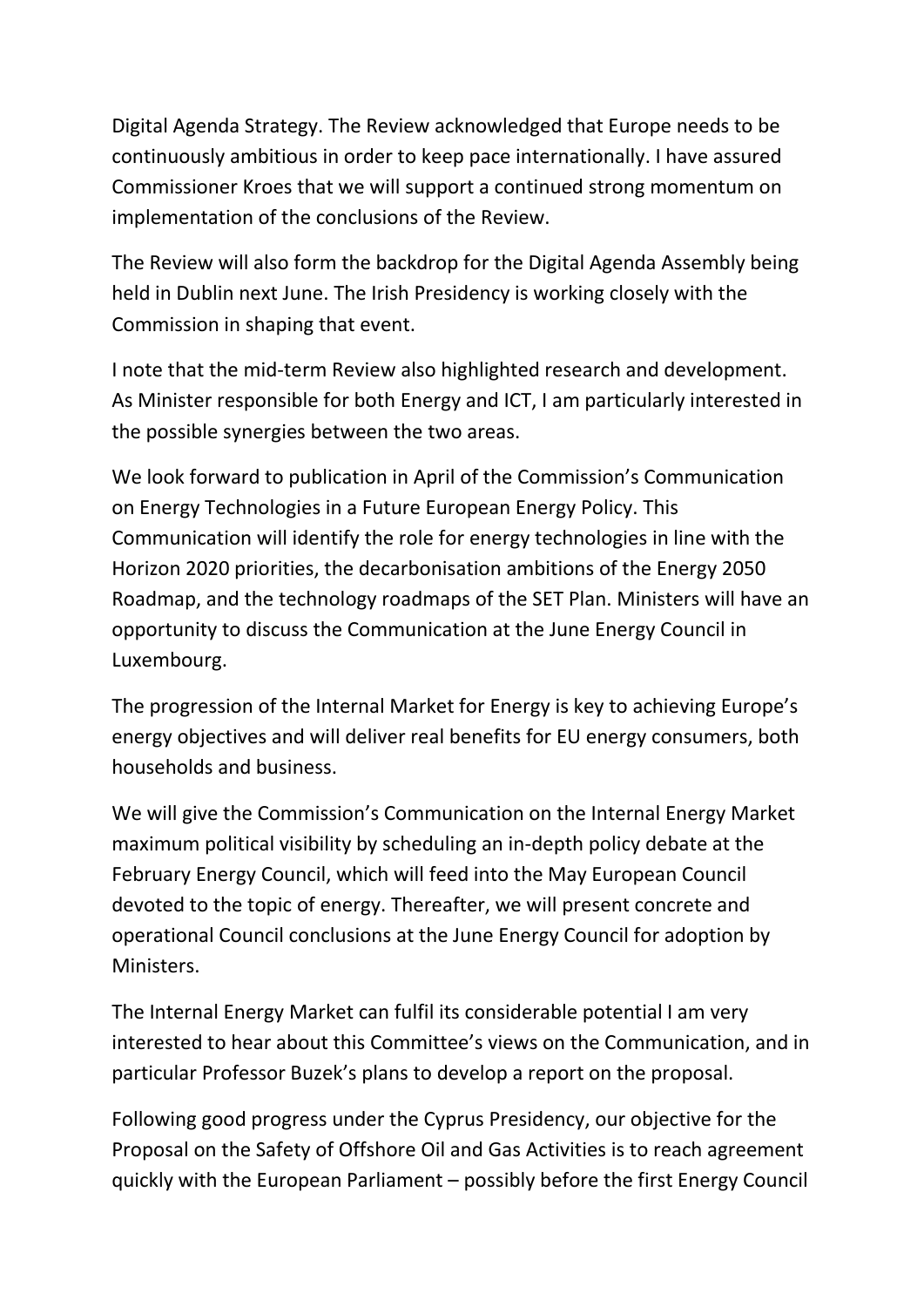Digital Agenda Strategy. The Review acknowledged that Europe needs to be continuously ambitious in order to keep pace internationally. I have assured Commissioner Kroes that we will support a continued strong momentum on implementation of the conclusions of the Review.

The Review will also form the backdrop for the Digital Agenda Assembly being held in Dublin next June. The Irish Presidency is working closely with the Commission in shaping that event.

I note that the mid-term Review also highlighted research and development. As Minister responsible for both Energy and ICT, I am particularly interested in the possible synergies between the two areas.

We look forward to publication in April of the Commission's Communication on Energy Technologies in a Future European Energy Policy. This Communication will identify the role for energy technologies in line with the Horizon 2020 priorities, the decarbonisation ambitions of the Energy 2050 Roadmap, and the technology roadmaps of the SET Plan. Ministers will have an opportunity to discuss the Communication at the June Energy Council in Luxembourg.

The progression of the Internal Market for Energy is key to achieving Europe's energy objectives and will deliver real benefits for EU energy consumers, both households and business.

We will give the Commission's Communication on the Internal Energy Market maximum political visibility by scheduling an in-depth policy debate at the February Energy Council, which will feed into the May European Council devoted to the topic of energy. Thereafter, we will present concrete and operational Council conclusions at the June Energy Council for adoption by Ministers.

The Internal Energy Market can fulfil its considerable potential I am very interested to hear about this Committee's views on the Communication, and in particular Professor Buzek's plans to develop a report on the proposal.

Following good progress under the Cyprus Presidency, our objective for the Proposal on the Safety of Offshore Oil and Gas Activities is to reach agreement quickly with the European Parliament – possibly before the first Energy Council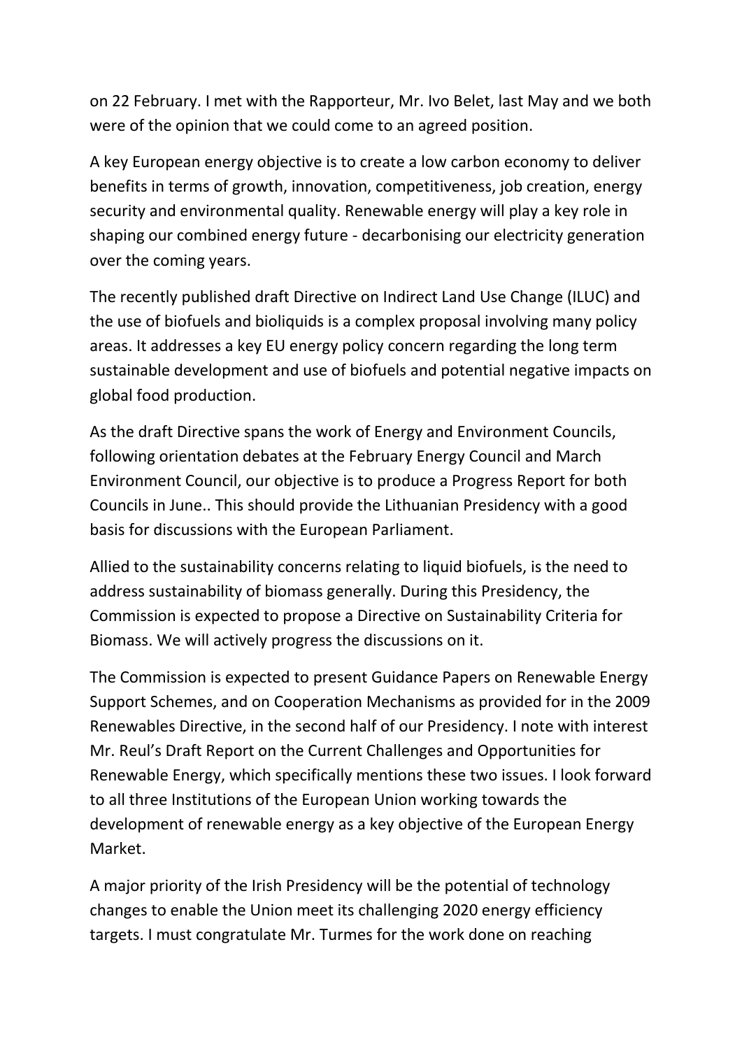on 22 February. I met with the Rapporteur, Mr. Ivo Belet, last May and we both were of the opinion that we could come to an agreed position.

A key European energy objective is to create a low carbon economy to deliver benefits in terms of growth, innovation, competitiveness, job creation, energy security and environmental quality. Renewable energy will play a key role in shaping our combined energy future - decarbonising our electricity generation over the coming years.

The recently published draft Directive on Indirect Land Use Change (ILUC) and the use of biofuels and bioliquids is a complex proposal involving many policy areas. It addresses a key EU energy policy concern regarding the long term sustainable development and use of biofuels and potential negative impacts on global food production.

As the draft Directive spans the work of Energy and Environment Councils, following orientation debates at the February Energy Council and March Environment Council, our objective is to produce a Progress Report for both Councils in June.. This should provide the Lithuanian Presidency with a good basis for discussions with the European Parliament.

Allied to the sustainability concerns relating to liquid biofuels, is the need to address sustainability of biomass generally. During this Presidency, the Commission is expected to propose a Directive on Sustainability Criteria for Biomass. We will actively progress the discussions on it.

The Commission is expected to present Guidance Papers on Renewable Energy Support Schemes, and on Cooperation Mechanisms as provided for in the 2009 Renewables Directive, in the second half of our Presidency. I note with interest Mr. Reul's Draft Report on the Current Challenges and Opportunities for Renewable Energy, which specifically mentions these two issues. I look forward to all three Institutions of the European Union working towards the development of renewable energy as a key objective of the European Energy Market.

A major priority of the Irish Presidency will be the potential of technology changes to enable the Union meet its challenging 2020 energy efficiency targets. I must congratulate Mr. Turmes for the work done on reaching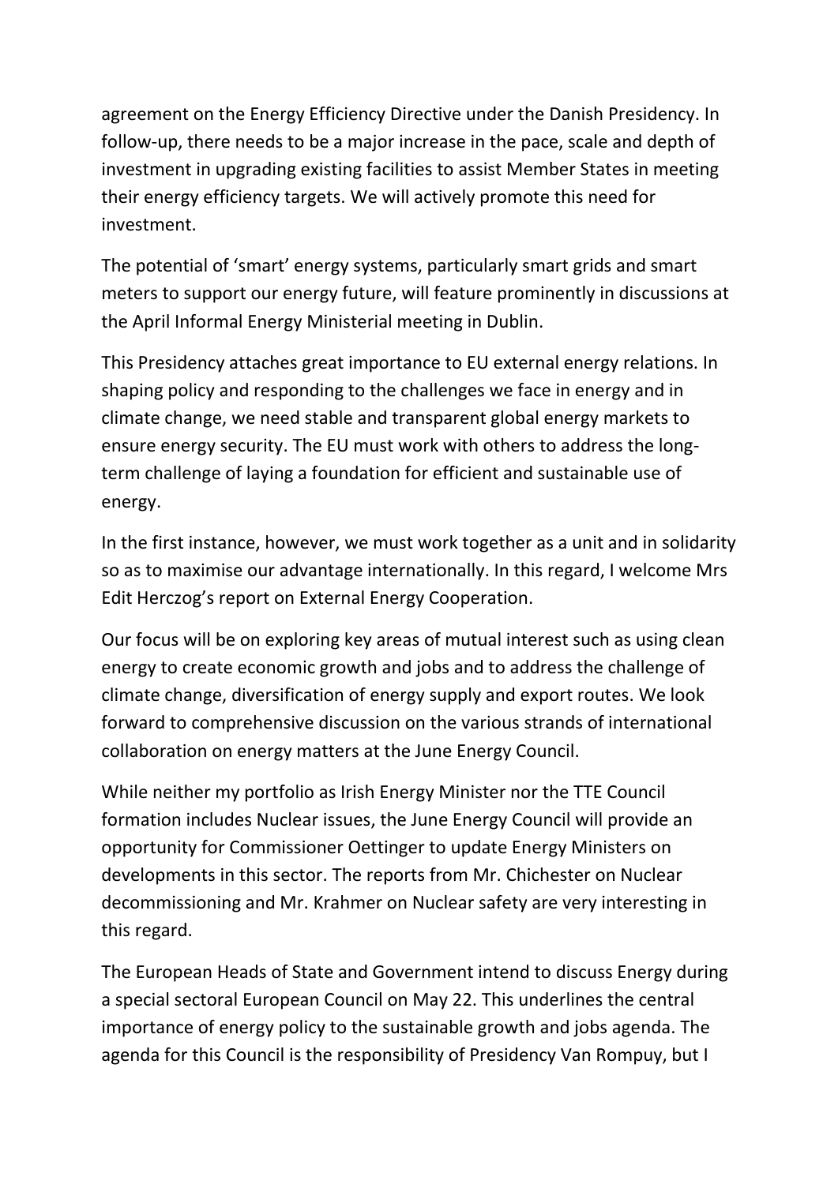agreement on the Energy Efficiency Directive under the Danish Presidency. In follow-up, there needs to be a major increase in the pace, scale and depth of investment in upgrading existing facilities to assist Member States in meeting their energy efficiency targets. We will actively promote this need for investment.

The potential of 'smart' energy systems, particularly smart grids and smart meters to support our energy future, will feature prominently in discussions at the April Informal Energy Ministerial meeting in Dublin.

This Presidency attaches great importance to EU external energy relations. In shaping policy and responding to the challenges we face in energy and in climate change, we need stable and transparent global energy markets to ensure energy security. The EU must work with others to address the long-term challenge of laying a foundation for efficient and sustainable use of energy.

In the first instance, however, we must work together as a unit and in solidarity so as to maximise our advantage internationally. In this regard, I welcome Mrs Edit Herczog's report on External Energy Cooperation.

Our focus will be on exploring key areas of mutual interest such as using clean energy to create economic growth and jobs and to address the challenge of climate change, diversification of energy supply and export routes. We look forward to comprehensive discussion on the various strands of international collaboration on energy matters at the June Energy Council.

While neither my portfolio as Irish Energy Minister nor the TTE Council formation includes Nuclear issues, the June Energy Council will provide an opportunity for Commissioner Oettinger to update Energy Ministers on developments in this sector. The reports from Mr. Chichester on Nuclear decommissioning and Mr. Krahmer on Nuclear safety are very interesting in this regard.

The European Heads of State and Government intend to discuss Energy during a special sectoral European Council on May 22. This underlines the central importance of energy policy to the sustainable growth and jobs agenda. The agenda for this Council is the responsibility of Presidency Van Rompuy, but I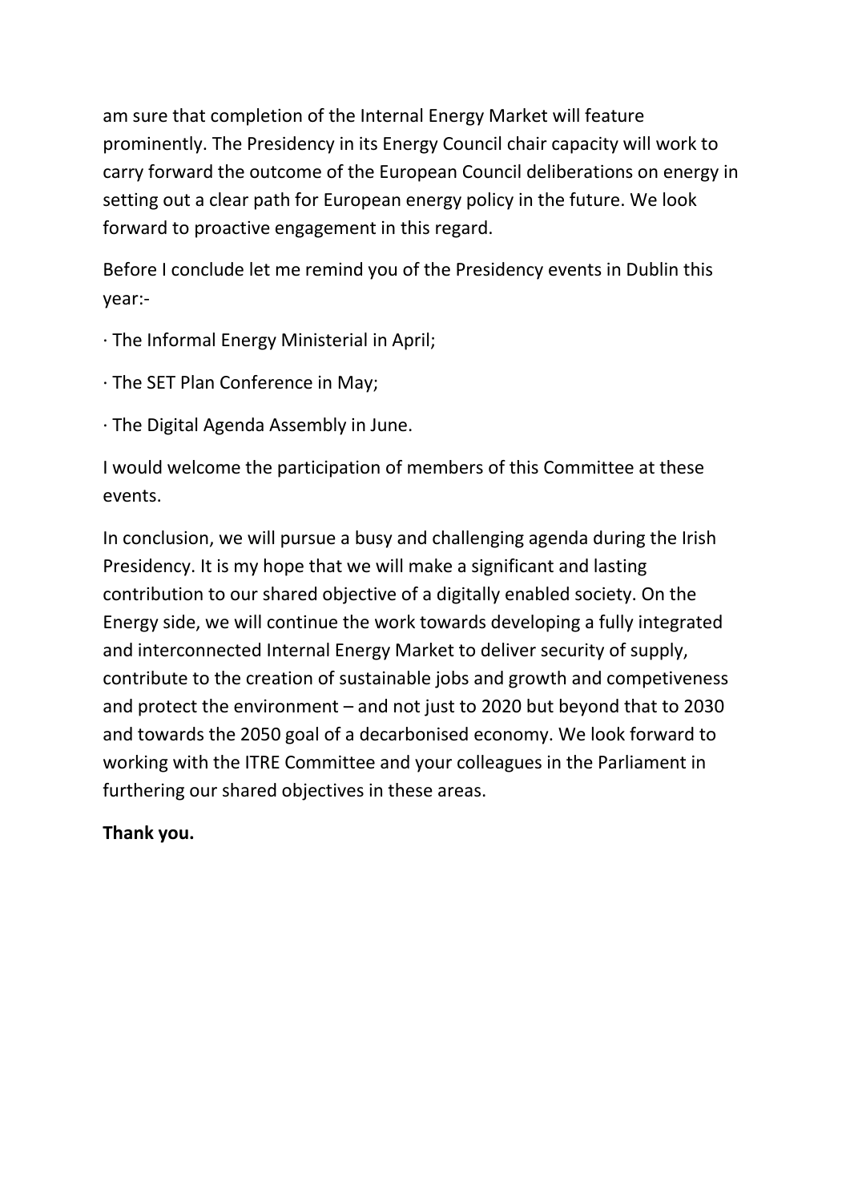am sure that completion of the Internal Energy Market will feature prominently. The Presidency in its Energy Council chair capacity will work to carry forward the outcome of the European Council deliberations on energy in setting out a clear path for European energy policy in the future. We look forward to proactive engagement in this regard.

Before I conclude let me remind you of the Presidency events in Dublin this year:-

· The Informal Energy Ministerial in April;

· The SET Plan Conference in May;

· The Digital Agenda Assembly in June.

I would welcome the participation of members of this Committee at these events.

In conclusion, we will pursue a busy and challenging agenda during the Irish Presidency. It is my hope that we will make a significant and lasting contribution to our shared objective of a digitally enabled society. On the Energy side, we will continue the work towards developing a fully integrated and interconnected Internal Energy Market to deliver security of supply, contribute to the creation of sustainable jobs and growth and competiveness and protect the environment – and not just to 2020 but beyond that to 2030 and towards the 2050 goal of a decarbonised economy. We look forward to working with the ITRE Committee and your colleagues in the Parliament in furthering our shared objectives in these areas.

**Thank you.**